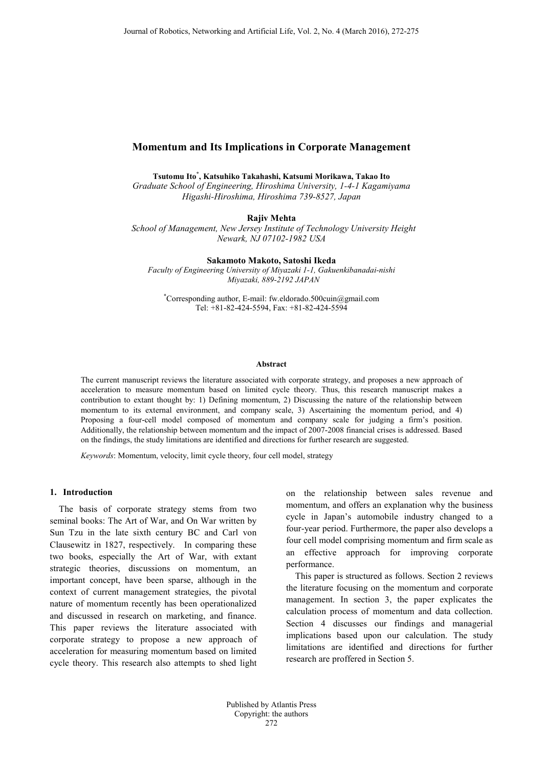# Momentum and Its Implications in Corporate Management

**Tsutomu Ito[*], Katsuhiko Takahashi, Katsumi Morikawa, Takao Ito**

*Graduate School of Engineering, Hiroshima University, 1-4-1 Kagamiyama Higashi-Hiroshima, Hiroshima 739-8527, Japan*

**Rajiv Mehta**

*School of Management, New Jersey Institute of Technology University Height Newark, NJ 07102-1982 USA*

**Sakamoto Makoto, Satoshi Ikeda**

*Faculty of Engineering University of Miyazaki 1-1, Gakuenkibanadai-nishi Miyazaki, 889-2192 JAPAN*

[*]Corresponding author, E-mail: fw.eldorado.500cuin@gmail.com
Tel: +81-82-424-5594, Fax: +81-82-424-5594

#### Abstract

The current manuscript reviews the literature associated with corporate strategy, and proposes a new approach of acceleration to measure momentum based on limited cycle theory. Thus, this research manuscript makes a contribution to extant thought by: 1) Defining momentum, 2) Discussing the nature of the relationship between momentum to its external environment, and company scale, 3) Ascertaining the momentum period, and 4) Proposing a four-cell model composed of momentum and company scale for judging a firm's position. Additionally, the relationship between momentum and the impact of 2007-2008 financial crises is addressed. Based on the findings, the study limitations are identified and directions for further research are suggested.

*Keywords*: Momentum, velocity, limit cycle theory, four cell model, strategy

## 1. Introduction

The basis of corporate strategy stems from two seminal books: The Art of War, and On War written by Sun Tzu in the late sixth century BC and Carl von Clausewitz in 1827, respectively. In comparing these two books, especially the Art of War, with extant strategic theories, discussions on momentum, an important concept, have been sparse, although in the context of current management strategies, the pivotal nature of momentum recently has been operationalized and discussed in research on marketing, and finance. This paper reviews the literature associated with corporate strategy to propose a new approach of acceleration for measuring momentum based on limited cycle theory. This research also attempts to shed light on the relationship between sales revenue and momentum, and offers an explanation why the business cycle in Japan's automobile industry changed to a four-year period. Furthermore, the paper also develops a four cell model comprising momentum and firm scale as an effective approach for improving corporate performance.

This paper is structured as follows. Section 2 reviews the literature focusing on the momentum and corporate management. In section 3, the paper explicates the calculation process of momentum and data collection. Section 4 discusses our findings and managerial implications based upon our calculation. The study limitations are identified and directions for further research are proffered in Section 5.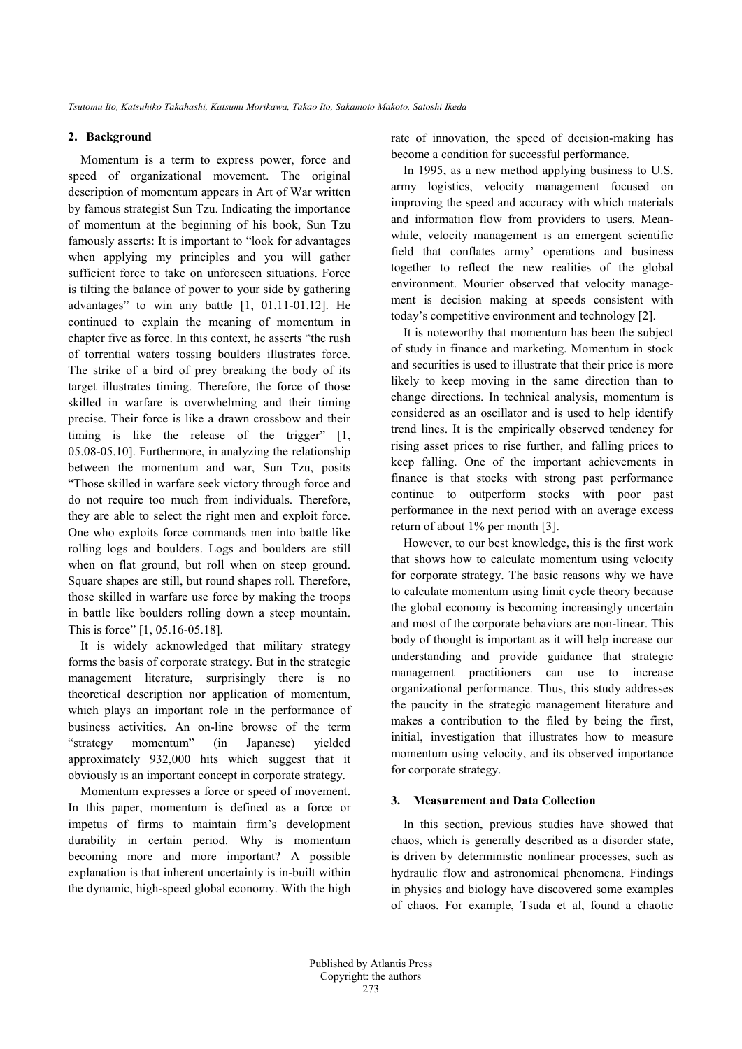## 2. Background

Momentum is a term to express power, force and speed of organizational movement. The original description of momentum appears in Art of War written by famous strategist Sun Tzu. Indicating the importance of momentum at the beginning of his book, Sun Tzu famously asserts: It is important to "look for advantages when applying my principles and you will gather sufficient force to take on unforeseen situations. Force is tilting the balance of power to your side by gathering advantages" to win any battle [1, 01.11-01.12]. He continued to explain the meaning of momentum in chapter five as force. In this context, he asserts "the rush of torrential waters tossing boulders illustrates force. The strike of a bird of prey breaking the body of its target illustrates timing. Therefore, the force of those skilled in warfare is overwhelming and their timing precise. Their force is like a drawn crossbow and their timing is like the release of the trigger" [1, 05.08-05.10]. Furthermore, in analyzing the relationship between the momentum and war, Sun Tzu, posits "Those skilled in warfare seek victory through force and do not require too much from individuals. Therefore, they are able to select the right men and exploit force. One who exploits force commands men into battle like rolling logs and boulders. Logs and boulders are still when on flat ground, but roll when on steep ground. Square shapes are still, but round shapes roll. Therefore, those skilled in warfare use force by making the troops in battle like boulders rolling down a steep mountain. This is force" [1, 05.16-05.18].

It is widely acknowledged that military strategy forms the basis of corporate strategy. But in the strategic management literature, surprisingly there is no theoretical description nor application of momentum, which plays an important role in the performance of business activities. An on-line browse of the term "strategy momentum" (in Japanese) yielded approximately 932,000 hits which suggest that it obviously is an important concept in corporate strategy.

Momentum expresses a force or speed of movement. In this paper, momentum is defined as a force or impetus of firms to maintain firm's development durability in certain period. Why is momentum becoming more and more important? A possible explanation is that inherent uncertainty is in-built within the dynamic, high-speed global economy. With the high rate of innovation, the speed of decision-making has become a condition for successful performance.

In 1995, as a new method applying business to U.S. army logistics, velocity management focused on improving the speed and accuracy with which materials and information flow from providers to users. Meanwhile, velocity management is an emergent scientific field that conflates army' operations and business together to reflect the new realities of the global environment. Mourier observed that velocity management is decision making at speeds consistent with today's competitive environment and technology [2].

It is noteworthy that momentum has been the subject of study in finance and marketing. Momentum in stock and securities is used to illustrate that their price is more likely to keep moving in the same direction than to change directions. In technical analysis, momentum is considered as an oscillator and is used to help identify trend lines. It is the empirically observed tendency for rising asset prices to rise further, and falling prices to keep falling. One of the important achievements in finance is that stocks with strong past performance continue to outperform stocks with poor past performance in the next period with an average excess return of about 1% per month [3].

However, to our best knowledge, this is the first work that shows how to calculate momentum using velocity for corporate strategy. The basic reasons why we have to calculate momentum using limit cycle theory because the global economy is becoming increasingly uncertain and most of the corporate behaviors are non-linear. This body of thought is important as it will help increase our understanding and provide guidance that strategic management practitioners can use to increase organizational performance. Thus, this study addresses the paucity in the strategic management literature and makes a contribution to the filed by being the first, initial, investigation that illustrates how to measure momentum using velocity, and its observed importance for corporate strategy.

## 3. Measurement and Data Collection

In this section, previous studies have showed that chaos, which is generally described as a disorder state, is driven by deterministic nonlinear processes, such as hydraulic flow and astronomical phenomena. Findings in physics and biology have discovered some examples of chaos. For example, Tsuda et al, found a chaotic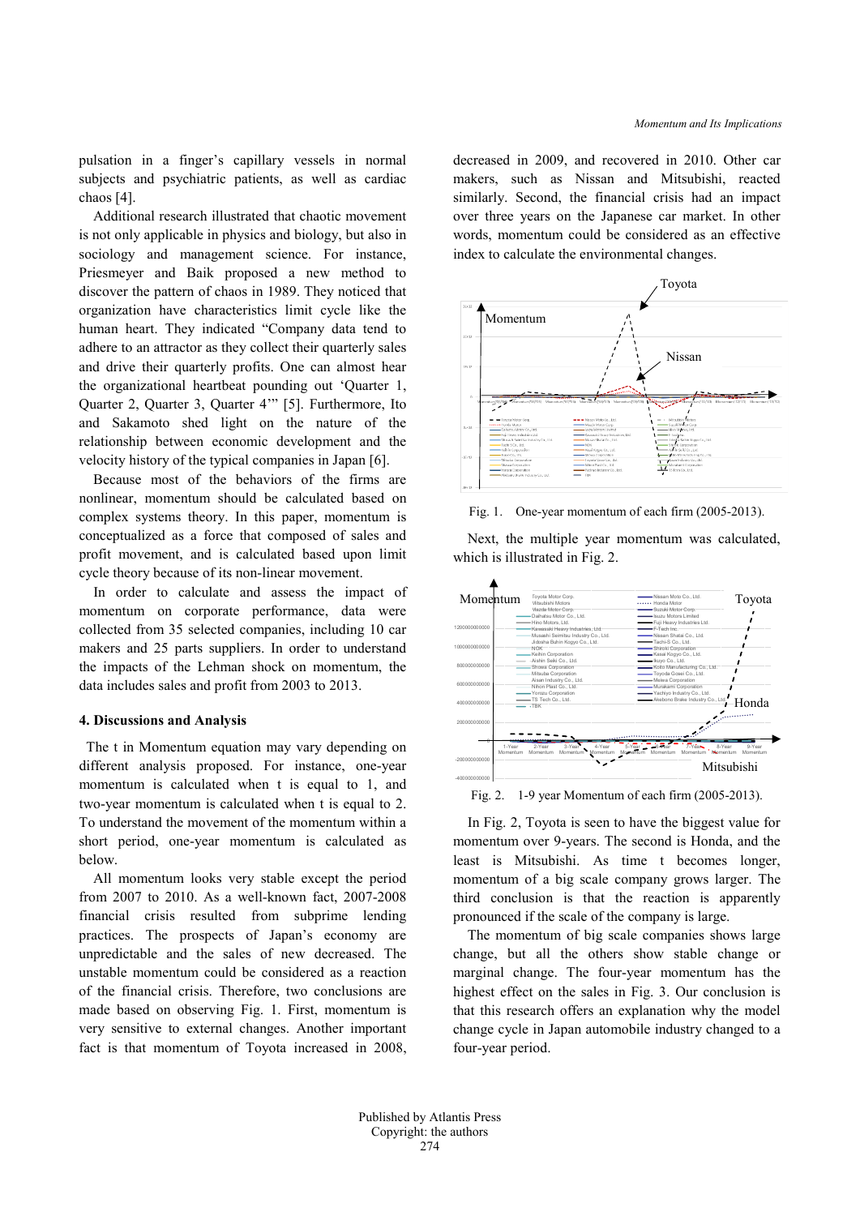pulsation in a finger's capillary vessels in normal subjects and psychiatric patients, as well as cardiac chaos [4].

Additional research illustrated that chaotic movement is not only applicable in physics and biology, but also in sociology and management science. For instance, Priesmeyer and Baik proposed a new method to discover the pattern of chaos in 1989. They noticed that organization have characteristics limit cycle like the human heart. They indicated "Company data tend to adhere to an attractor as they collect their quarterly sales and drive their quarterly profits. One can almost hear the organizational heartbeat pounding out 'Quarter 1, Quarter 2, Quarter 3, Quarter 4'" [5]. Furthermore, Ito and Sakamoto shed light on the nature of the relationship between economic development and the velocity history of the typical companies in Japan [6].

Because most of the behaviors of the firms are nonlinear, momentum should be calculated based on complex systems theory. In this paper, momentum is conceptualized as a force that composed of sales and profit movement, and is calculated based upon limit cycle theory because of its non-linear movement.

In order to calculate and assess the impact of momentum on corporate performance, data were collected from 35 selected companies, including 10 car makers and 25 parts suppliers. In order to understand the impacts of the Lehman shock on momentum, the data includes sales and profit from 2003 to 2013.

## 4. Discussions and Analysis

The t in Momentum equation may vary depending on different analysis proposed. For instance, one-year momentum is calculated when t is equal to 1, and two-year momentum is calculated when t is equal to 2. To understand the movement of the momentum within a short period, one-year momentum is calculated as below.

All momentum looks very stable except the period from 2007 to 2010. As a well-known fact, 2007-2008 financial crisis resulted from subprime lending practices. The prospects of Japan's economy are unpredictable and the sales of new decreased. The unstable momentum could be considered as a reaction of the financial crisis. Therefore, two conclusions are made based on observing Fig. 1. First, momentum is very sensitive to external changes. Another important fact is that momentum of Toyota increased in 2008, decreased in 2009, and recovered in 2010. Other car makers, such as Nissan and Mitsubishi, reacted similarly. Second, the financial crisis had an impact over three years on the Japanese car market. In other words, momentum could be considered as an effective index to calculate the environmental changes.

Fig. 1. One-year momentum of each firm (2005-2013).

Next, the multiple year momentum was calculated, which is illustrated in Fig. 2.

Fig. 2. 1-9 year Momentum of each firm (2005-2013).

In Fig. 2, Toyota is seen to have the biggest value for momentum over 9-years. The second is Honda, and the least is Mitsubishi. As time t becomes longer, momentum of a big scale company grows larger. The third conclusion is that the reaction is apparently pronounced if the scale of the company is large.

The momentum of big scale companies shows large change, but all the others show stable change or marginal change. The four-year momentum has the highest effect on the sales in Fig. 3. Our conclusion is that this research offers an explanation why the model change cycle in Japan automobile industry changed to a four-year period.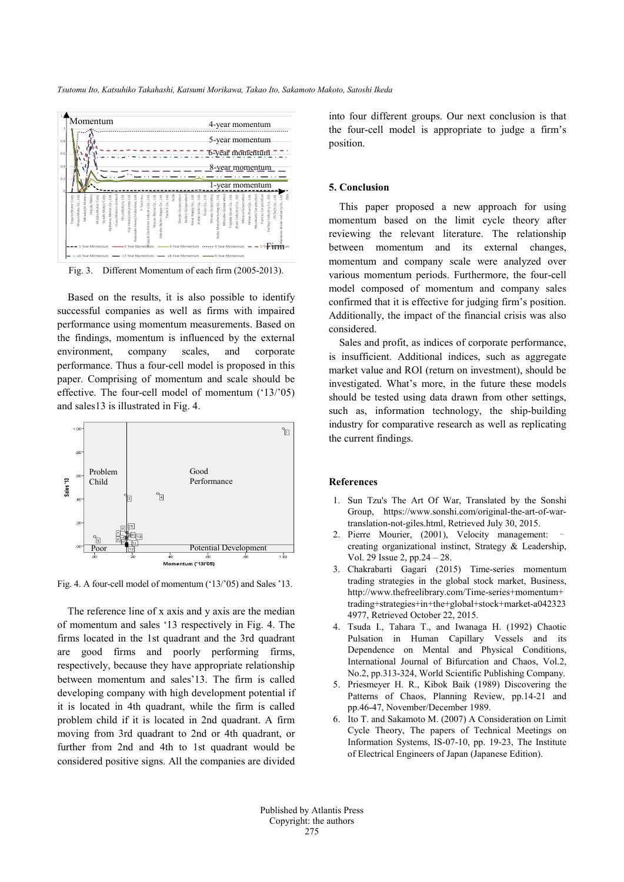Momentum

4-year momentum

5-year momentum

6-year momentum

8-year momentum

1-year momentum

Firm

Fig. 3. Different Momentum of each firm (2005-2013).

Based on the results, it is also possible to identify successful companies as well as firms with impaired performance using momentum measurements. Based on the findings, momentum is influenced by the external environment, company scales, and corporate performance. Thus a four-cell model is proposed in this paper. Comprising of momentum and scale should be effective. The four-cell model of momentum ('13/'05) and sales13 is illustrated in Fig. 4.

Problem Child

Good Performance

Poor

Potential Development

Sales '13

Momentum ('13/'05)

Fig. 4. A four-cell model of momentum ('13/'05) and Sales '13.

The reference line of x axis and y axis are the median of momentum and sales '13 respectively in Fig. 4. The firms located in the 1st quadrant and the 3rd quadrant are good firms and poorly performing firms, respectively, because they have appropriate relationship between momentum and sales'13. The firm is called developing company with high development potential if it is located in 4th quadrant, while the firm is called problem child if it is located in 2nd quadrant. A firm moving from 3rd quadrant to 2nd or 4th quadrant, or further from 2nd and 4th to 1st quadrant would be considered positive signs. All the companies are divided into four different groups. Our next conclusion is that the four-cell model is appropriate to judge a firm's position.

## 5. Conclusion

This paper proposed a new approach for using momentum based on the limit cycle theory after reviewing the relevant literature. The relationship between momentum and its external changes, momentum and company scale were analyzed over various momentum periods. Furthermore, the four-cell model composed of momentum and company sales confirmed that it is effective for judging firm's position. Additionally, the impact of the financial crisis was also considered.

Sales and profit, as indices of corporate performance, is insufficient. Additional indices, such as aggregate market value and ROI (return on investment), should be investigated. What's more, in the future these models should be tested using data drawn from other settings, such as, information technology, the ship-building industry for comparative research as well as replicating the current findings.

## References

1. Sun Tzu's The Art Of War, Translated by the Sonshi Group, https://www.sonshi.com/original-the-art-of-war-translation-not-giles.html, Retrieved July 30, 2015.
2. Pierre Mourier, (2001), Velocity management: – creating organizational instinct, Strategy & Leadership, Vol. 29 Issue 2, pp.24 – 28.
3. Chakrabarti Gagari (2015) Time-series momentum trading strategies in the global stock market, Business, http://www.thefreelibrary.com/Time-series+momentum+trading+strategies+in+the+global+stock+market-a0423234977, Retrieved October 22, 2015.
4. Tsuda I., Tahara T., and Iwanaga H. (1992) Chaotic Pulsation in Human Capillary Vessels and its Dependence on Mental and Physical Conditions, International Journal of Bifurcation and Chaos, Vol.2, No.2, pp.313-324, World Scientific Publishing Company.
5. Priesmeyer H. R., Kibok Baik (1989) Discovering the Patterns of Chaos, Planning Review, pp.14-21 and pp.46-47, November/December 1989.
6. Ito T. and Sakamoto M. (2007) A Consideration on Limit Cycle Theory, The papers of Technical Meetings on Information Systems, IS-07-10, pp. 19-23, The Institute of Electrical Engineers of Japan (Japanese Edition).